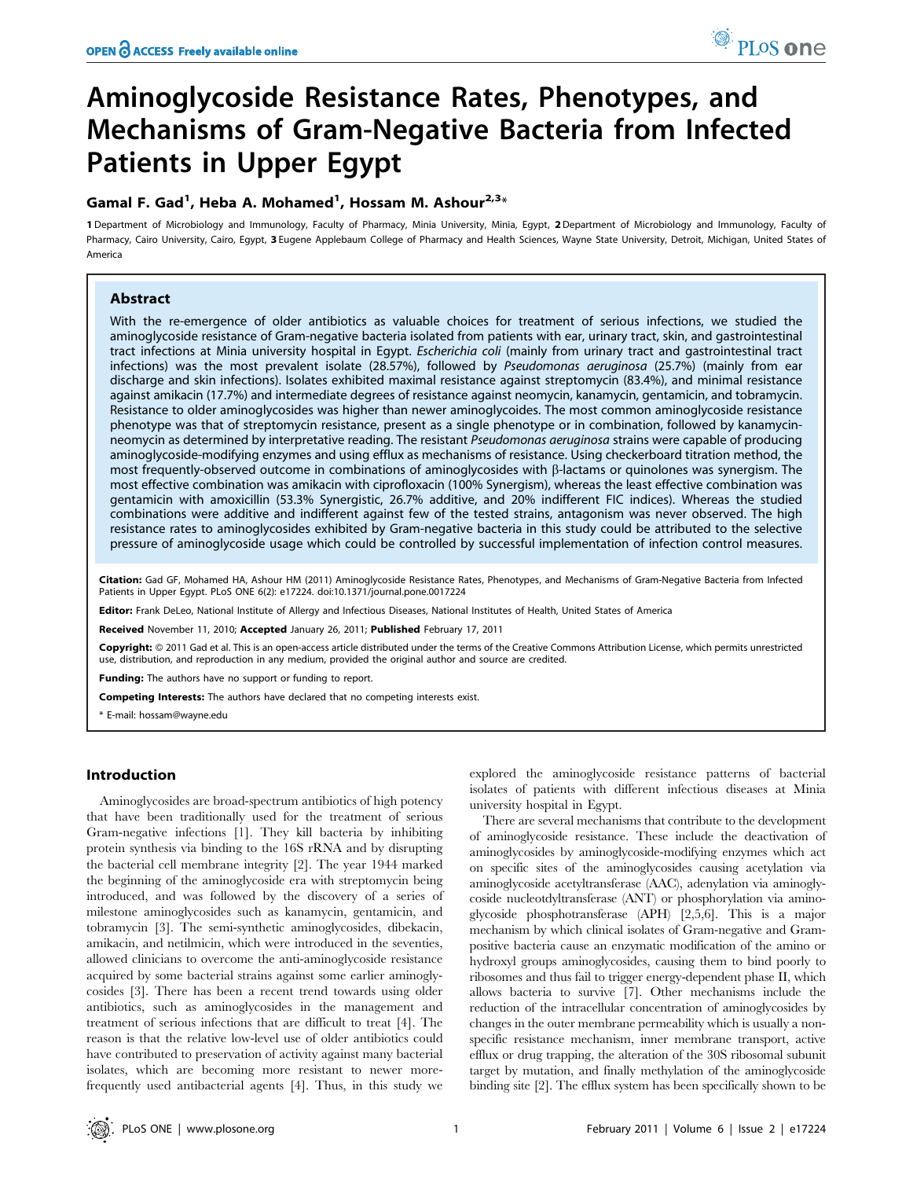# Aminoglycoside Resistance Rates, Phenotypes, and Mechanisms of Gram-Negative Bacteria from Infected Patients in Upper Egypt

**Gamal F. Gad[1], Heba A. Mohamed[1], Hossam M. Ashour[2,3]***

1 Department of Microbiology and Immunology, Faculty of Pharmacy, Minia University, Minia, Egypt, 2 Department of Microbiology and Immunology, Faculty of Pharmacy, Cairo University, Cairo, Egypt, 3 Eugene Applebaum College of Pharmacy and Health Sciences, Wayne State University, Detroit, Michigan, United States of America

## Abstract

With the re-emergence of older antibiotics as valuable choices for treatment of serious infections, we studied the aminoglycoside resistance of Gram-negative bacteria isolated from patients with ear, urinary tract, skin, and gastrointestinal tract infections at Minia university hospital in Egypt. *Escherichia coli* (mainly from urinary tract and gastrointestinal tract infections) was the most prevalent isolate (28.57%), followed by *Pseudomonas aeruginosa* (25.7%) (mainly from ear discharge and skin infections). Isolates exhibited maximal resistance against streptomycin (83.4%), and minimal resistance against amikacin (17.7%) and intermediate degrees of resistance against neomycin, kanamycin, gentamicin, and tobramycin. Resistance to older aminoglycosides was higher than newer aminoglycoides. The most common aminoglycoside resistance phenotype was that of streptomycin resistance, present as a single phenotype or in combination, followed by kanamycin-neomycin as determined by interpretative reading. The resistant *Pseudomonas aeruginosa* strains were capable of producing aminoglycoside-modifying enzymes and using efflux as mechanisms of resistance. Using checkerboard titration method, the most frequently-observed outcome in combinations of aminoglycosides with β-lactams or quinolones was synergism. The most effective combination was amikacin with ciprofloxacin (100% Synergism), whereas the least effective combination was gentamicin with amoxicillin (53.3% Synergistic, 26.7% additive, and 20% indifferent FIC indices). Whereas the studied combinations were additive and indifferent against few of the tested strains, antagonism was never observed. The high resistance rates to aminoglycosides exhibited by Gram-negative bacteria in this study could be attributed to the selective pressure of aminoglycoside usage which could be controlled by successful implementation of infection control measures.

**Citation:** Gad GF, Mohamed HA, Ashour HM (2011) Aminoglycoside Resistance Rates, Phenotypes, and Mechanisms of Gram-Negative Bacteria from Infected Patients in Upper Egypt. PLoS ONE 6(2): e17224. doi:10.1371/journal.pone.0017224

**Editor:** Frank DeLeo, National Institute of Allergy and Infectious Diseases, National Institutes of Health, United States of America

**Received** November 11, 2010; **Accepted** January 26, 2011; **Published** February 17, 2011

**Copyright:** © 2011 Gad et al. This is an open-access article distributed under the terms of the Creative Commons Attribution License, which permits unrestricted use, distribution, and reproduction in any medium, provided the original author and source are credited.

**Funding:** The authors have no support or funding to report.

**Competing Interests:** The authors have declared that no competing interests exist.

\* E-mail: hossam@wayne.edu

## Introduction

Aminoglycosides are broad-spectrum antibiotics of high potency that have been traditionally used for the treatment of serious Gram-negative infections [1]. They kill bacteria by inhibiting protein synthesis via binding to the 16S rRNA and by disrupting the bacterial cell membrane integrity [2]. The year 1944 marked the beginning of the aminoglycoside era with streptomycin being introduced, and was followed by the discovery of a series of milestone aminoglycosides such as kanamycin, gentamicin, and tobramycin [3]. The semi-synthetic aminoglycosides, dibekacin, amikacin, and netilmicin, which were introduced in the seventies, allowed clinicians to overcome the anti-aminoglycoside resistance acquired by some bacterial strains against some earlier aminoglycosides [3]. There has been a recent trend towards using older antibiotics, such as aminoglycosides in the management and treatment of serious infections that are difficult to treat [4]. The reason is that the relative low-level use of older antibiotics could have contributed to preservation of activity against many bacterial isolates, which are becoming more resistant to newer more-frequently used antibacterial agents [4]. Thus, in this study we explored the aminoglycoside resistance patterns of bacterial isolates of patients with different infectious diseases at Minia university hospital in Egypt.

There are several mechanisms that contribute to the development of aminoglycoside resistance. These include the deactivation of aminoglycosides by aminoglycoside-modifying enzymes which act on specific sites of the aminoglycosides causing acetylation via aminoglycoside acetyltransferase (AAC), adenylation via aminoglycoside nucleotdyltransferase (ANT) or phosphorylation via aminoglycoside phosphotransferase (APH) [2,5,6]. This is a major mechanism by which clinical isolates of Gram-negative and Gram-positive bacteria cause an enzymatic modification of the amino or hydroxyl groups aminoglycosides, causing them to bind poorly to ribosomes and thus fail to trigger energy-dependent phase II, which allows bacteria to survive [7]. Other mechanisms include the reduction of the intracellular concentration of aminoglycosides by changes in the outer membrane permeability which is usually a non-specific resistance mechanism, inner membrane transport, active efflux or drug trapping, the alteration of the 30S ribosomal subunit target by mutation, and finally methylation of the aminoglycoside binding site [2]. The efflux system has been specifically shown to be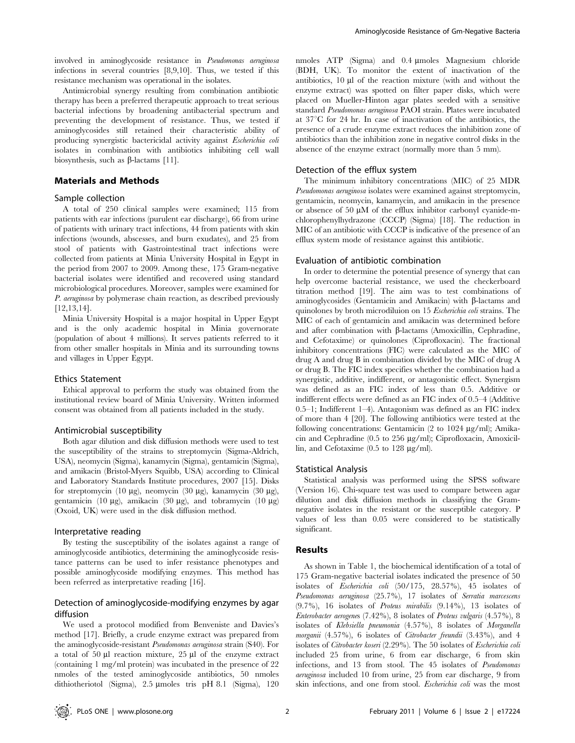involved in aminoglycoside resistance in *Pseudomonas aeruginosa* infections in several countries [8,9,10]. Thus, we tested if this resistance mechanism was operational in the isolates.

Antimicrobial synergy resulting from combination antibiotic therapy has been a preferred therapeutic approach to treat serious bacterial infections by broadening antibacterial spectrum and preventing the development of resistance. Thus, we tested if aminoglycosides still retained their characteristic ability of producing synergistic bactericidal activity against *Escherichia coli* isolates in combination with antibiotics inhibiting cell wall biosynthesis, such as β-lactams [11].

## Materials and Methods

### Sample collection

A total of 250 clinical samples were examined; 115 from patients with ear infections (purulent ear discharge), 66 from urine of patients with urinary tract infections, 44 from patients with skin infections (wounds, abscesses, and burn exudates), and 25 from stool of patients with Gastrointestinal tract infections were collected from patients at Minia University Hospital in Egypt in the period from 2007 to 2009. Among these, 175 Gram-negative bacterial isolates were identified and recovered using standard microbiological procedures. Moreover, samples were examined for *P. aeruginosa* by polymerase chain reaction, as described previously [12,13,14].

Minia University Hospital is a major hospital in Upper Egypt and is the only academic hospital in Minia governorate (population of about 4 millions). It serves patients referred to it from other smaller hospitals in Minia and its surrounding towns and villages in Upper Egypt.

### Ethics Statement

Ethical approval to perform the study was obtained from the institutional review board of Minia University. Written informed consent was obtained from all patients included in the study.

### Antimicrobial susceptibility

Both agar dilution and disk diffusion methods were used to test the susceptibility of the strains to streptomycin (Sigma-Aldrich, USA), neomycin (Sigma), kanamycin (Sigma), gentamicin (Sigma), and amikacin (Bristol-Myers Squibb, USA) according to Clinical and Laboratory Standards Institute procedures, 2007 [15]. Disks for streptomycin (10 µg), neomycin (30 µg), kanamycin (30 µg), gentamicin (10 µg), amikacin (30 µg), and tobramycin (10 µg) (Oxoid, UK) were used in the disk diffusion method.

### Interpretative reading

By testing the susceptibility of the isolates against a range of aminoglycoside antibiotics, determining the aminoglycoside resistance patterns can be used to infer resistance phenotypes and possible aminoglycoside modifying enzymes. This method has been referred as interpretative reading [16].

### Detection of aminoglycoside-modifying enzymes by agar diffusion

We used a protocol modified from Benveniste and Davies's method [17]. Briefly, a crude enzyme extract was prepared from the aminoglycoside-resistant *Pseudomonas aeruginosa* strain (S40). For a total of 50 µl reaction mixture, 25 µl of the enzyme extract (containing 1 mg/ml protein) was incubated in the presence of 22 nmoles of the tested aminoglycoside antibiotics, 50 nmoles dithiotheriotol (Sigma), 2.5 µmoles tris pH 8.1 (Sigma), 120 nmoles ATP (Sigma) and 0.4 µmoles Magnesium chloride (BDH, UK). To monitor the extent of inactivation of the antibiotics, 10 µl of the reaction mixture (with and without the enzyme extract) was spotted on filter paper disks, which were placed on Mueller-Hinton agar plates seeded with a sensitive standard *Pseudomonas aeruginosa* PAOI strain. Plates were incubated at 37°C for 24 hr. In case of inactivation of the antibiotics, the presence of a crude enzyme extract reduces the inhibition zone of antibiotics than the inhibition zone in negative control disks in the absence of the enzyme extract (normally more than 5 mm).

### Detection of the efflux system

The minimum inhibitory concentrations (MIC) of 25 MDR *Pseudomonas aeruginosa* isolates were examined against streptomycin, gentamicin, neomycin, kanamycin, and amikacin in the presence or absence of 50 µM of the efflux inhibitor carbonyl cyanide-m-chlorophenylhydrazone (CCCP) (Sigma) [18]. The reduction in MIC of an antibiotic with CCCP is indicative of the presence of an efflux system mode of resistance against this antibiotic.

### Evaluation of antibiotic combination

In order to determine the potential presence of synergy that can help overcome bacterial resistance, we used the checkerboard titration method [19]. The aim was to test combinations of aminoglycosides (Gentamicin and Amikacin) with β-lactams and quinolones by broth microdiluion on 15 *Escherichia coli* strains. The MIC of each of gentamicin and amikacin was determined before and after combination with β-lactams (Amoxicillin, Cephradine, and Cefotaxime) or quinolones (Ciprofloxacin). The fractional inhibitory concentrations (FIC) were calculated as the MIC of drug A and drug B in combination divided by the MIC of drug A or drug B. The FIC index specifies whether the combination had a synergistic, additive, indifferent, or antagonistic effect. Synergism was defined as an FIC index of less than 0.5. Additive or indifferent effects were defined as an FIC index of 0.5–4 (Additive 0.5–1; Indifferent 1–4). Antagonism was defined as an FIC index of more than 4 [20]. The following antibiotics were tested at the following concentrations: Gentamicin (2 to 1024 µg/ml); Amikacin and Cephradine (0.5 to 256 µg/ml); Ciprofloxacin, Amoxicillin, and Cefotaxime (0.5 to 128 µg/ml).

### Statistical Analysis

Statistical analysis was performed using the SPSS software (Version 16). Chi-square test was used to compare between agar dilution and disk diffusion methods in classifying the Gram-negative isolates in the resistant or the susceptible category. P values of less than 0.05 were considered to be statistically significant.

## Results

As shown in Table 1, the biochemical identification of a total of 175 Gram-negative bacterial isolates indicated the presence of 50 isolates of *Escherichia coli* (50/175, 28.57%), 45 isolates of *Pseudomonas aeruginosa* (25.7%), 17 isolates of *Serratia marcescens* (9.7%), 16 isolates of *Proteus mirabilis* (9.14%), 13 isolates of *Enterobacter aerogenes* (7.42%), 8 isolates of *Proteus vulgaris* (4.57%), 8 isolates of *Klebsiella pneumonia* (4.57%), 8 isolates of *Morganella morganii* (4.57%), 6 isolates of *Citrobacter freundii* (3.43%), and 4 isolates of *Citrobacter koseri* (2.29%). The 50 isolates of *Escherichia coli* included 25 from urine, 6 from ear discharge, 6 from skin infections, and 13 from stool. The 45 isolates of *Pseudomonas aeruginosa* included 10 from urine, 25 from ear discharge, 9 from skin infections, and one from stool. *Escherichia coli* was the most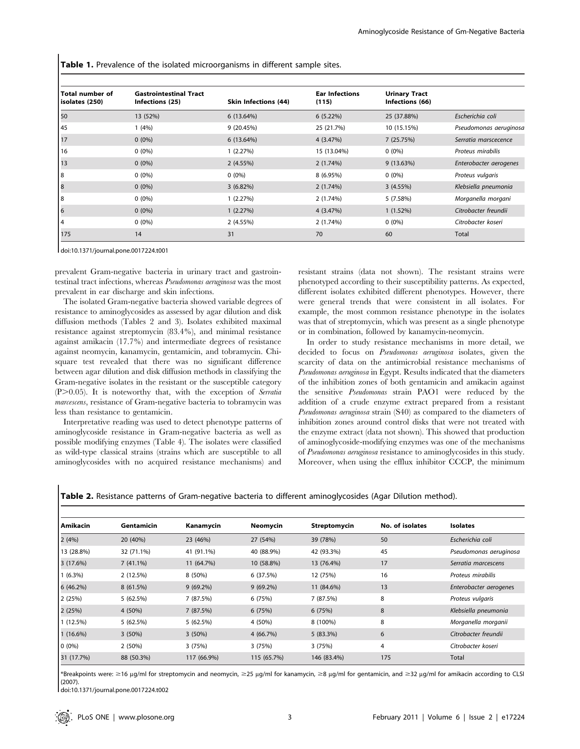**Table 1.** Prevalence of the isolated microorganisms in different sample sites.

| Total number of isolates (250) | Gastrointestinal Tract Infections (25) | Skin Infections (44) | Ear Infections (115) | Urinary Tract Infections (66) | |
|---|---|---|---|---|---|
| 50 | 13 (52%) | 6 (13.64%) | 6 (5.22%) | 25 (37.88%) | *Escherichia coli* |
| 45 | 1 (4%) | 9 (20.45%) | 25 (21.7%) | 10 (15.15%) | *Pseudomonas aeruginosa* |
| 17 | 0 (0%) | 6 (13.64%) | 4 (3.47%) | 7 (25.75%) | *Serratia marscecence* |
| 16 | 0 (0%) | 1 (2.27%) | 15 (13.04%) | 0 (0%) | *Proteus mirabilis* |
| 13 | 0 (0%) | 2 (4.55%) | 2 (1.74%) | 9 (13.63%) | *Enterobacter aerogenes* |
| 8 | 0 (0%) | 0 (0%) | 8 (6.95%) | 0 (0%) | *Proteus vulgaris* |
| 8 | 0 (0%) | 3 (6.82%) | 2 (1.74%) | 3 (4.55%) | *Klebsiella pneumonia* |
| 8 | 0 (0%) | 1 (2.27%) | 2 (1.74%) | 5 (7.58%) | *Morganella morgani* |
| 6 | 0 (0%) | 1 (2.27%) | 4 (3.47%) | 1 (1.52%) | *Citrobacter freundii* |
| 4 | 0 (0%) | 2 (4.55%) | 2 (1.74%) | 0 (0%) | *Citrobacter koseri* |
| 175 | 14 | 31 | 70 | 60 | Total |

doi:10.1371/journal.pone.0017224.t001

prevalent Gram-negative bacteria in urinary tract and gastrointestinal tract infections, whereas *Pseudomonas aeruginosa* was the most prevalent in ear discharge and skin infections.

The isolated Gram-negative bacteria showed variable degrees of resistance to aminoglycosides as assessed by agar dilution and disk diffusion methods (Tables 2 and 3). Isolates exhibited maximal resistance against streptomycin (83.4%), and minimal resistance against amikacin (17.7%) and intermediate degrees of resistance against neomycin, kanamycin, gentamicin, and tobramycin. Chi-square test revealed that there was no significant difference between agar dilution and disk diffusion methods in classifying the Gram-negative isolates in the resistant or the susceptible category ($P>0.05$). It is noteworthy that, with the exception of *Serratia marcescens*, resistance of Gram-negative bacteria to tobramycin was less than resistance to gentamicin.

Interpretative reading was used to detect phenotype patterns of aminoglycoside resistance in Gram-negative bacteria as well as possible modifying enzymes (Table 4). The isolates were classified as wild-type classical strains (strains which are susceptible to all aminoglycosides with no acquired resistance mechanisms) and resistant strains (data not shown). The resistant strains were phenotyped according to their susceptibility patterns. As expected, different isolates exhibited different phenotypes. However, there were general trends that were consistent in all isolates. For example, the most common resistance phenotype in the isolates was that of streptomycin, which was present as a single phenotype or in combination, followed by kanamycin-neomycin.

In order to study resistance mechanisms in more detail, we decided to focus on *Pseudomonas aeruginosa* isolates, given the scarcity of data on the antimicrobial resistance mechanisms of *Pseudomonas aeruginosa* in Egypt. Results indicated that the diameters of the inhibition zones of both gentamicin and amikacin against the sensitive *Pseudomonas* strain PAO1 were reduced by the addition of a crude enzyme extract prepared from a resistant *Pseudomonas aeruginosa* strain (S40) as compared to the diameters of inhibition zones around control disks that were not treated with the enzyme extract (data not shown). This showed that production of aminoglycoside-modifying enzymes was one of the mechanisms of *Pseudomonas aeruginosa* resistance to aminoglycosides in this study. Moreover, when using the efflux inhibitor CCCP, the minimum

**Table 2.** Resistance patterns of Gram-negative bacteria to different aminoglycosides (Agar Dilution method).

| Amikacin | Gentamicin | Kanamycin | Neomycin | Streptomycin | No. of isolates | Isolates |
|---|---|---|---|---|---|---|
| 2 (4%) | 20 (40%) | 23 (46%) | 27 (54%) | 39 (78%) | 50 | *Escherichia coli* |
| 13 (28.8%) | 32 (71.1%) | 41 (91.1%) | 40 (88.9%) | 42 (93.3%) | 45 | *Pseudomonas aeruginosa* |
| 3 (17.6%) | 7 (41.1%) | 11 (64.7%) | 10 (58.8%) | 13 (76.4%) | 17 | *Serratia marcescens* |
| 1 (6.3%) | 2 (12.5%) | 8 (50%) | 6 (37.5%) | 12 (75%) | 16 | *Proteus mirabilis* |
| 6 (46.2%) | 8 (61.5%) | 9 (69.2%) | 9 (69.2%) | 11 (84.6%) | 13 | *Enterobacter aerogenes* |
| 2 (25%) | 5 (62.5%) | 7 (87.5%) | 6 (75%) | 7 (87.5%) | 8 | *Proteus vulgaris* |
| 2 (25%) | 4 (50%) | 7 (87.5%) | 6 (75%) | 6 (75%) | 8 | *Klebsiella pneumonia* |
| 1 (12.5%) | 5 (62.5%) | 5 (62.5%) | 4 (50%) | 8 (100%) | 8 | *Morganella morganii* |
| 1 (16.6%) | 3 (50%) | 3 (50%) | 4 (66.7%) | 5 (83.3%) | 6 | *Citrobacter freundii* |
| 0 (0%) | 2 (50%) | 3 (75%) | 3 (75%) | 3 (75%) | 4 | *Citrobacter koseri* |
| 31 (17.7%) | 88 (50.3%) | 117 (66.9%) | 115 (65.7%) | 146 (83.4%) | 175 | Total |

*Breakpoints were: ≥16 μg/ml for streptomycin and neomycin, ≥25 μg/ml for kanamycin, ≥8 μg/ml for gentamicin, and ≥32 μg/ml for amikacin according to CLSI (2007).

doi:10.1371/journal.pone.0017224.t002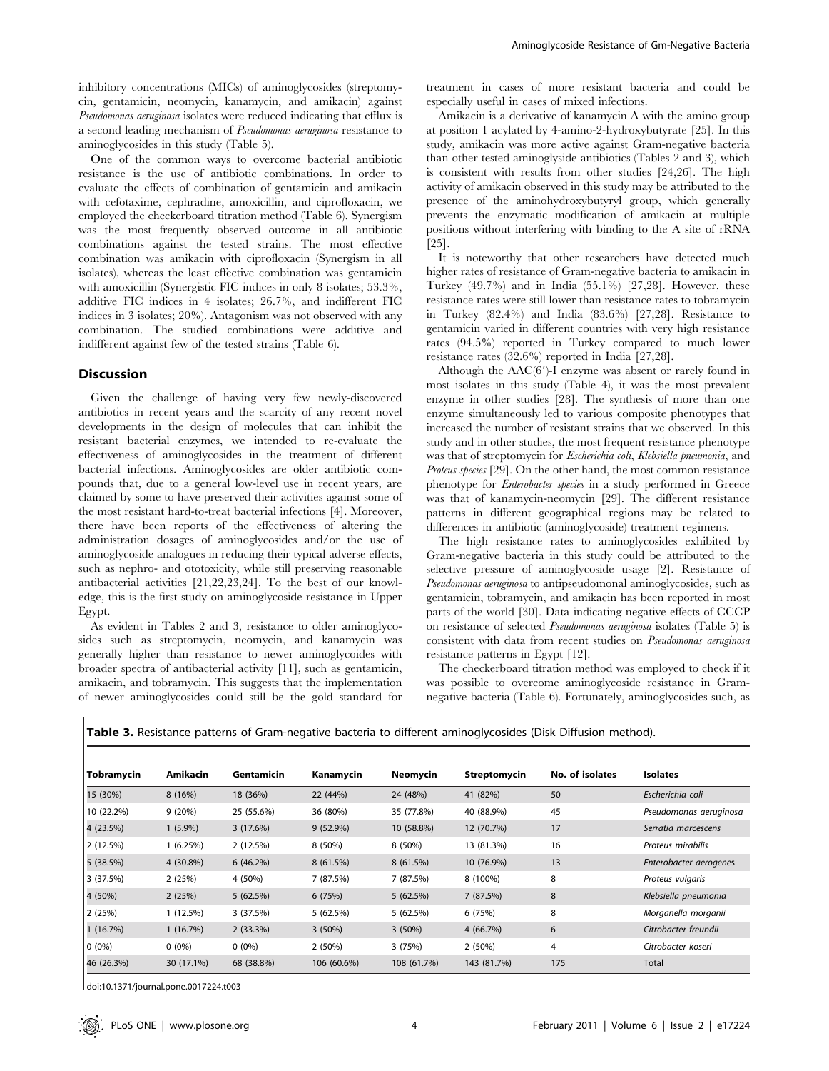inhibitory concentrations (MICs) of aminoglycosides (streptomycin, gentamicin, neomycin, kanamycin, and amikacin) against *Pseudomonas aeruginosa* isolates were reduced indicating that efflux is a second leading mechanism of *Pseudomonas aeruginosa* resistance to aminoglycosides in this study (Table 5).

One of the common ways to overcome bacterial antibiotic resistance is the use of antibiotic combinations. In order to evaluate the effects of combination of gentamicin and amikacin with cefotaxime, cephradine, amoxicillin, and ciprofloxacin, we employed the checkerboard titration method (Table 6). Synergism was the most frequently observed outcome in all antibiotic combinations against the tested strains. The most effective combination was amikacin with ciprofloxacin (Synergism in all isolates), whereas the least effective combination was gentamicin with amoxicillin (Synergistic FIC indices in only 8 isolates; 53.3%, additive FIC indices in 4 isolates; 26.7%, and indifferent FIC indices in 3 isolates; 20%). Antagonism was not observed with any combination. The studied combinations were additive and indifferent against few of the tested strains (Table 6).

## Discussion

Given the challenge of having very few newly-discovered antibiotics in recent years and the scarcity of any recent novel developments in the design of molecules that can inhibit the resistant bacterial enzymes, we intended to re-evaluate the effectiveness of aminoglycosides in the treatment of different bacterial infections. Aminoglycosides are older antibiotic compounds that, due to a general low-level use in recent years, are claimed by some to have preserved their activities against some of the most resistant hard-to-treat bacterial infections [4]. Moreover, there have been reports of the effectiveness of altering the administration dosages of aminoglycosides and/or the use of aminoglycoside analogues in reducing their typical adverse effects, such as nephro- and ototoxicity, while still preserving reasonable antibacterial activities [21,22,23,24]. To the best of our knowledge, this is the first study on aminoglycoside resistance in Upper Egypt.

As evident in Tables 2 and 3, resistance to older aminoglycosides such as streptomycin, neomycin, and kanamycin was generally higher than resistance to newer aminoglycoides with broader spectra of antibacterial activity [11], such as gentamicin, amikacin, and tobramycin. This suggests that the implementation of newer aminoglycosides could still be the gold standard for treatment in cases of more resistant bacteria and could be especially useful in cases of mixed infections.

Amikacin is a derivative of kanamycin A with the amino group at position 1 acylated by 4-amino-2-hydroxybutyrate [25]. In this study, amikacin was more active against Gram-negative bacteria than other tested aminoglyside antibiotics (Tables 2 and 3), which is consistent with results from other studies [24,26]. The high activity of amikacin observed in this study may be attributed to the presence of the aminohydroxybutyryl group, which generally prevents the enzymatic modification of amikacin at multiple positions without interfering with binding to the A site of rRNA [25].

It is noteworthy that other researchers have detected much higher rates of resistance of Gram-negative bacteria to amikacin in Turkey (49.7%) and in India (55.1%) [27,28]. However, these resistance rates were still lower than resistance rates to tobramycin in Turkey (82.4%) and India (83.6%) [27,28]. Resistance to gentamicin varied in different countries with very high resistance rates (94.5%) reported in Turkey compared to much lower resistance rates (32.6%) reported in India [27,28].

Although the AAC(6′)-I enzyme was absent or rarely found in most isolates in this study (Table 4), it was the most prevalent enzyme in other studies [28]. The synthesis of more than one enzyme simultaneously led to various composite phenotypes that increased the number of resistant strains that we observed. In this study and in other studies, the most frequent resistance phenotype was that of streptomycin for *Escherichia coli*, *Klebsiella pneumonia*, and *Proteus species* [29]. On the other hand, the most common resistance phenotype for *Enterobacter species* in a study performed in Greece was that of kanamycin-neomycin [29]. The different resistance patterns in different geographical regions may be related to differences in antibiotic (aminoglycoside) treatment regimens.

The high resistance rates to aminoglycosides exhibited by Gram-negative bacteria in this study could be attributed to the selective pressure of aminoglycoside usage [2]. Resistance of *Pseudomonas aeruginosa* to antipseudomonal aminoglycosides, such as gentamicin, tobramycin, and amikacin has been reported in most parts of the world [30]. Data indicating negative effects of CCCP on resistance of selected *Pseudomonas aeruginosa* isolates (Table 5) is consistent with data from recent studies on *Pseudomonas aeruginosa* resistance patterns in Egypt [12].

The checkerboard titration method was employed to check if it was possible to overcome aminoglycoside resistance in Gram-negative bacteria (Table 6). Fortunately, aminoglycosides such, as

**Table 3.** Resistance patterns of Gram-negative bacteria to different aminoglycosides (Disk Diffusion method).

| Tobramycin | Amikacin | Gentamicin | Kanamycin | Neomycin | Streptomycin | No. of isolates | Isolates |
|---|---|---|---|---|---|---|---|
| 15 (30%) | 8 (16%) | 18 (36%) | 22 (44%) | 24 (48%) | 41 (82%) | 50 | *Escherichia coli* |
| 10 (22.2%) | 9 (20%) | 25 (55.6%) | 36 (80%) | 35 (77.8%) | 40 (88.9%) | 45 | *Pseudomonas aeruginosa* |
| 4 (23.5%) | 1 (5.9%) | 3 (17.6%) | 9 (52.9%) | 10 (58.8%) | 12 (70.7%) | 17 | *Serratia marcescens* |
| 2 (12.5%) | 1 (6.25%) | 2 (12.5%) | 8 (50%) | 8 (50%) | 13 (81.3%) | 16 | *Proteus mirabilis* |
| 5 (38.5%) | 4 (30.8%) | 6 (46.2%) | 8 (61.5%) | 8 (61.5%) | 10 (76.9%) | 13 | *Enterobacter aerogenes* |
| 3 (37.5%) | 2 (25%) | 4 (50%) | 7 (87.5%) | 7 (87.5%) | 8 (100%) | 8 | *Proteus vulgaris* |
| 4 (50%) | 2 (25%) | 5 (62.5%) | 6 (75%) | 5 (62.5%) | 7 (87.5%) | 8 | *Klebsiella pneumonia* |
| 2 (25%) | 1 (12.5%) | 3 (37.5%) | 5 (62.5%) | 5 (62.5%) | 6 (75%) | 8 | *Morganella morganii* |
| 1 (16.7%) | 1 (16.7%) | 2 (33.3%) | 3 (50%) | 3 (50%) | 4 (66.7%) | 6 | *Citrobacter freundii* |
| 0 (0%) | 0 (0%) | 0 (0%) | 2 (50%) | 3 (75%) | 2 (50%) | 4 | *Citrobacter koseri* |
| 46 (26.3%) | 30 (17.1%) | 68 (38.8%) | 106 (60.6%) | 108 (61.7%) | 143 (81.7%) | 175 | Total |

doi:10.1371/journal.pone.0017224.t003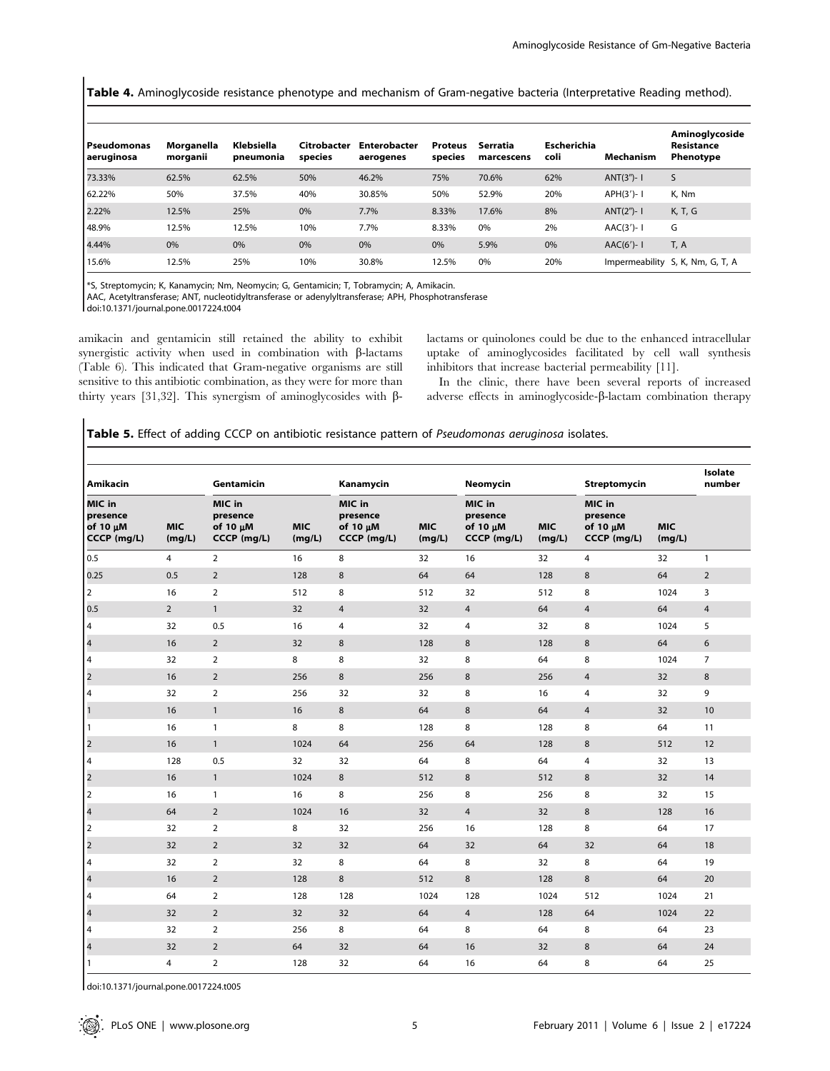**Table 4.** Aminoglycoside resistance phenotype and mechanism of Gram-negative bacteria (Interpretative Reading method).

| Pseudomonas aeruginosa | Morganella morganii | Klebsiella pneumonia | Citrobacter species | Enterobacter aerogenes | Proteus species | Serratia marcescens | Escherichia coli | Mechanism | Aminoglycoside Resistance Phenotype |
|---|---|---|---|---|---|---|---|---|---|
| 73.33% | 62.5% | 62.5% | 50% | 46.2% | 75% | 70.6% | 62% | ANT(3")- I | S |
| 62.22% | 50% | 37.5% | 40% | 30.85% | 50% | 52.9% | 20% | APH(3')- I | K, Nm |
| 2.22% | 12.5% | 25% | 0% | 7.7% | 8.33% | 17.6% | 8% | ANT(2")- I | K, T, G |
| 48.9% | 12.5% | 12.5% | 10% | 7.7% | 8.33% | 0% | 2% | AAC(3')- I | G |
| 4.44% | 0% | 0% | 0% | 0% | 0% | 5.9% | 0% | AAC(6')- I | T, A |
| 15.6% | 12.5% | 25% | 10% | 30.8% | 12.5% | 0% | 20% | Impermeability | S, K, Nm, G, T, A |

*S, Streptomycin; K, Kanamycin; Nm, Neomycin; G, Gentamicin; T, Tobramycin; A, Amikacin.
AAC, Acetyltransferase; ANT, nucleotidyltransferase or adenylyltransferase; APH, Phosphotransferase
doi:10.1371/journal.pone.0017224.t004

amikacin and gentamicin still retained the ability to exhibit synergistic activity when used in combination with β-lactams (Table 6). This indicated that Gram-negative organisms are still sensitive to this antibiotic combination, as they were for more than thirty years [31,32]. This synergism of aminoglycosides with β-lactams or quinolones could be due to the enhanced intracellular uptake of aminoglycosides facilitated by cell wall synthesis inhibitors that increase bacterial permeability [11].

In the clinic, there have been several reports of increased adverse effects in aminoglycoside-β-lactam combination therapy

**Table 5.** Effect of adding CCCP on antibiotic resistance pattern of *Pseudomonas aeruginosa* isolates.

| Amikacin | | Gentamicin | | Kanamycin | | Neomycin | | Streptomycin | | Isolate number |
|---|---|---|---|---|---|---|---|---|---|---|
| MIC in presence of 10 μM CCCP (mg/L) | MIC (mg/L) | MIC in presence of 10 μM CCCP (mg/L) | MIC (mg/L) | MIC in presence of 10 μM CCCP (mg/L) | MIC (mg/L) | MIC in presence of 10 μM CCCP (mg/L) | MIC (mg/L) | MIC in presence of 10 μM CCCP (mg/L) | MIC (mg/L) | |
| 0.5 | 4 | 2 | 16 | 8 | 32 | 16 | 32 | 4 | 32 | 1 |
| 0.25 | 0.5 | 2 | 128 | 8 | 64 | 64 | 128 | 8 | 64 | 2 |
| 2 | 16 | 2 | 512 | 8 | 512 | 32 | 512 | 8 | 1024 | 3 |
| 0.5 | 2 | 1 | 32 | 4 | 32 | 4 | 64 | 4 | 64 | 4 |
| 4 | 32 | 0.5 | 16 | 4 | 32 | 4 | 32 | 8 | 1024 | 5 |
| 4 | 16 | 2 | 32 | 8 | 128 | 8 | 128 | 8 | 64 | 6 |
| 4 | 32 | 2 | 8 | 8 | 32 | 8 | 64 | 8 | 1024 | 7 |
| 2 | 16 | 2 | 256 | 8 | 256 | 8 | 256 | 4 | 32 | 8 |
| 4 | 32 | 2 | 256 | 32 | 32 | 8 | 16 | 4 | 32 | 9 |
| 1 | 16 | 1 | 16 | 8 | 64 | 8 | 64 | 4 | 32 | 10 |
| 1 | 16 | 1 | 8 | 8 | 128 | 8 | 128 | 8 | 64 | 11 |
| 2 | 16 | 1 | 1024 | 64 | 256 | 64 | 128 | 8 | 512 | 12 |
| 4 | 128 | 0.5 | 32 | 32 | 64 | 8 | 64 | 4 | 32 | 13 |
| 2 | 16 | 1 | 1024 | 8 | 512 | 8 | 512 | 8 | 32 | 14 |
| 2 | 16 | 1 | 16 | 8 | 256 | 8 | 256 | 8 | 32 | 15 |
| 4 | 64 | 2 | 1024 | 16 | 32 | 4 | 32 | 8 | 128 | 16 |
| 2 | 32 | 2 | 8 | 32 | 256 | 16 | 128 | 8 | 64 | 17 |
| 2 | 32 | 2 | 32 | 32 | 64 | 32 | 64 | 32 | 64 | 18 |
| 4 | 32 | 2 | 32 | 8 | 64 | 8 | 32 | 8 | 64 | 19 |
| 4 | 16 | 2 | 128 | 8 | 512 | 8 | 128 | 8 | 64 | 20 |
| 4 | 64 | 2 | 128 | 128 | 1024 | 128 | 1024 | 512 | 1024 | 21 |
| 4 | 32 | 2 | 32 | 32 | 64 | 4 | 128 | 64 | 1024 | 22 |
| 4 | 32 | 2 | 256 | 8 | 64 | 8 | 64 | 8 | 64 | 23 |
| 4 | 32 | 2 | 64 | 32 | 64 | 16 | 32 | 8 | 64 | 24 |
| 1 | 4 | 2 | 128 | 32 | 64 | 16 | 64 | 8 | 64 | 25 |

doi:10.1371/journal.pone.0017224.t005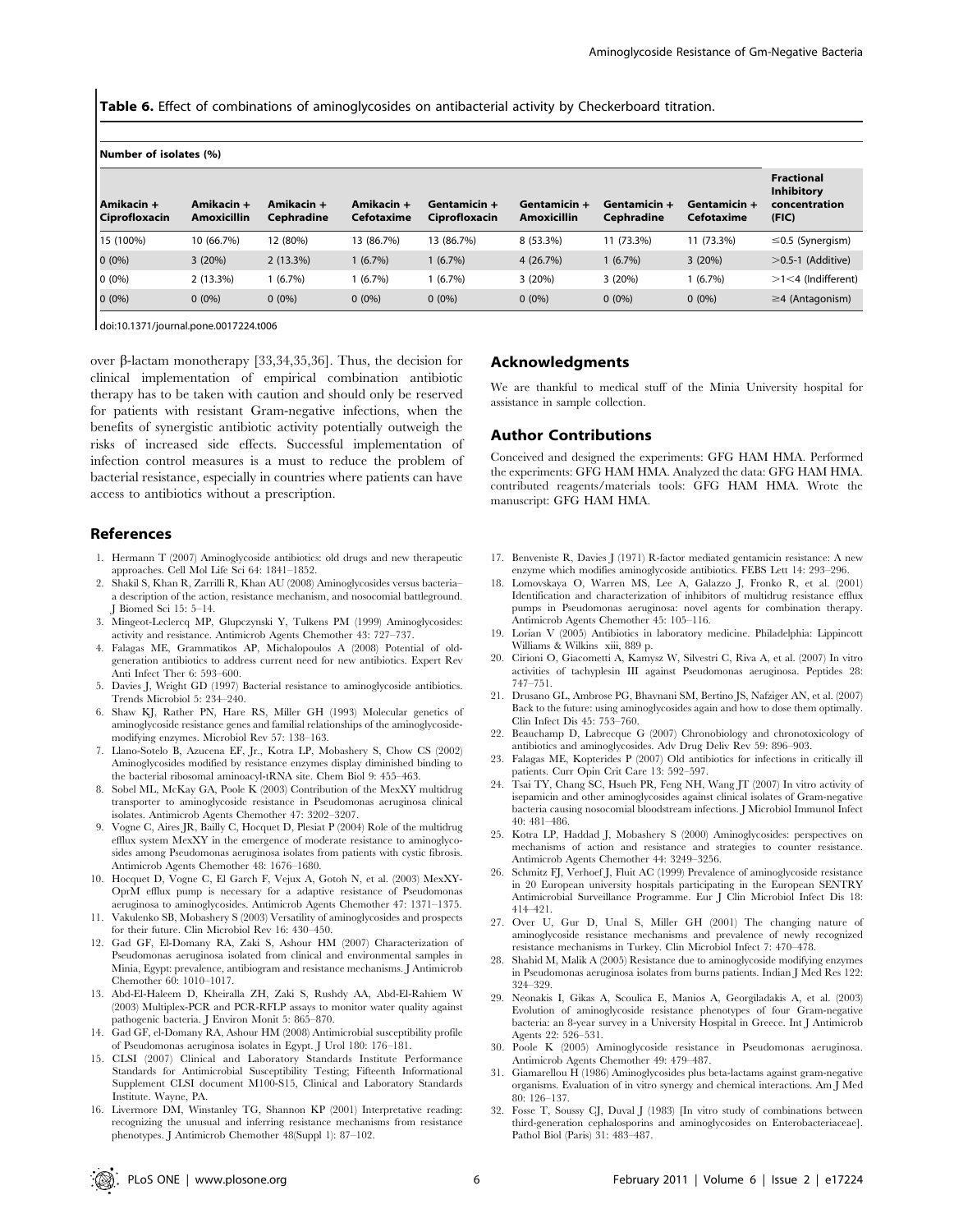**Table 6.** Effect of combinations of aminoglycosides on antibacterial activity by Checkerboard titration.

| Number of isolates (%) | | | | | | | | |
|---|---|---|---|---|---|---|---|---|
| Amikacin + Ciprofloxacin | Amikacin + Amoxicillin | Amikacin + Cephradine | Amikacin + Cefotaxime | Gentamicin + Ciprofloxacin | Gentamicin + Amoxicillin | Gentamicin + Cephradine | Gentamicin + Cefotaxime | Fractional Inhibitory concentration (FIC) |
| 15 (100%) | 10 (66.7%) | 12 (80%) | 13 (86.7%) | 13 (86.7%) | 8 (53.3%) | 11 (73.3%) | 11 (73.3%) | ≤0.5 (Synergism) |
| 0 (0%) | 3 (20%) | 2 (13.3%) | 1 (6.7%) | 1 (6.7%) | 4 (26.7%) | 1 (6.7%) | 3 (20%) | >0.5-1 (Additive) |
| 0 (0%) | 2 (13.3%) | 1 (6.7%) | 1 (6.7%) | 1 (6.7%) | 3 (20%) | 3 (20%) | 1 (6.7%) | >1<4 (Indifferent) |
| 0 (0%) | 0 (0%) | 0 (0%) | 0 (0%) | 0 (0%) | 0 (0%) | 0 (0%) | 0 (0%) | ≥4 (Antagonism) |

doi:10.1371/journal.pone.0017224.t006

over β-lactam monotherapy [33,34,35,36]. Thus, the decision for clinical implementation of empirical combination antibiotic therapy has to be taken with caution and should only be reserved for patients with resistant Gram-negative infections, when the benefits of synergistic antibiotic activity potentially outweigh the risks of increased side effects. Successful implementation of infection control measures is a must to reduce the problem of bacterial resistance, especially in countries where patients can have access to antibiotics without a prescription.

## Acknowledgments

We are thankful to medical stuff of the Minia University hospital for assistance in sample collection.

## Author Contributions

Conceived and designed the experiments: GFG HAM HMA. Performed the experiments: GFG HAM HMA. Analyzed the data: GFG HAM HMA. contributed reagents/materials tools: GFG HAM HMA. Wrote the manuscript: GFG HAM HMA.

## References

1. Hermann T (2007) Aminoglycoside antibiotics: old drugs and new therapeutic approaches. Cell Mol Life Sci 64: 1841–1852.
2. Shakil S, Khan R, Zarrilli R, Khan AU (2008) Aminoglycosides versus bacteria– a description of the action, resistance mechanism, and nosocomial battleground. J Biomed Sci 15: 5–14.
3. Mingeot-Leclercq MP, Glupczynski Y, Tulkens PM (1999) Aminoglycosides: activity and resistance. Antimicrob Agents Chemother 43: 727–737.
4. Falagas ME, Grammatikos AP, Michalopoulos A (2008) Potential of old-generation antibiotics to address current need for new antibiotics. Expert Rev Anti Infect Ther 6: 593–600.
5. Davies J, Wright GD (1997) Bacterial resistance to aminoglycoside antibiotics. Trends Microbiol 5: 234–240.
6. Shaw KJ, Rather PN, Hare RS, Miller GH (1993) Molecular genetics of aminoglycoside resistance genes and familial relationships of the aminoglycoside-modifying enzymes. Microbiol Rev 57: 138–163.
7. Llano-Sotelo B, Azucena EF, Jr., Kotra LP, Mobashery S, Chow CS (2002) Aminoglycosides modified by resistance enzymes display diminished binding to the bacterial ribosomal aminoacyl-tRNA site. Chem Biol 9: 455–463.
8. Sobel ML, McKay GA, Poole K (2003) Contribution of the MexXY multidrug transporter to aminoglycoside resistance in Pseudomonas aeruginosa clinical isolates. Antimicrob Agents Chemother 47: 3202–3207.
9. Vogne C, Aires JR, Bailly C, Hocquet D, Plesiat P (2004) Role of the multidrug efflux system MexXY in the emergence of moderate resistance to aminoglycosides among Pseudomonas aeruginosa isolates from patients with cystic fibrosis. Antimicrob Agents Chemother 48: 1676–1680.
10. Hocquet D, Vogne C, El Garch F, Vejux A, Gotoh N, et al. (2003) MexXY-OprM efflux pump is necessary for a adaptive resistance of Pseudomonas aeruginosa to aminoglycosides. Antimicrob Agents Chemother 47: 1371–1375.
11. Vakulenko SB, Mobashery S (2003) Versatility of aminoglycosides and prospects for their future. Clin Microbiol Rev 16: 430–450.
12. Gad GF, El-Domany RA, Zaki S, Ashour HM (2007) Characterization of Pseudomonas aeruginosa isolated from clinical and environmental samples in Minia, Egypt: prevalence, antibiogram and resistance mechanisms. J Antimicrob Chemother 60: 1010–1017.
13. Abd-El-Haleem D, Kheiralla ZH, Zaki S, Rushdy AA, Abd-El-Rahiem W (2003) Multiplex-PCR and PCR-RFLP assays to monitor water quality against pathogenic bacteria. J Environ Monit 5: 865–870.
14. Gad GF, el-Domany RA, Ashour HM (2008) Antimicrobial susceptibility profile of Pseudomonas aeruginosa isolates in Egypt. J Urol 180: 176–181.
15. CLSI (2007) Clinical and Laboratory Standards Institute Performance Standards for Antimicrobial Susceptibility Testing; Fifteenth Informational Supplement CLSI document M100-S15, Clinical and Laboratory Standards Institute. Wayne, PA.
16. Livermore DM, Winstanley TG, Shannon KP (2001) Interpretative reading: recognizing the unusual and inferring resistance mechanisms from resistance phenotypes. J Antimicrob Chemother 48(Suppl 1): 87–102.
17. Benveniste R, Davies J (1971) R-factor mediated gentamicin resistance: A new enzyme which modifies aminoglycoside antibiotics. FEBS Lett 14: 293–296.
18. Lomovskaya O, Warren MS, Lee A, Galazzo J, Fronko R, et al. (2001) Identification and characterization of inhibitors of multidrug resistance efflux pumps in Pseudomonas aeruginosa: novel agents for combination therapy. Antimicrob Agents Chemother 45: 105–116.
19. Lorian V (2005) Antibiotics in laboratory medicine. Philadelphia: Lippincott Williams & Wilkins xiii, 889 p.
20. Cirioni O, Giacometti A, Kamysz W, Silvestri C, Riva A, et al. (2007) In vitro activities of tachyplesin III against Pseudomonas aeruginosa. Peptides 28: 747–751.
21. Drusano GL, Ambrose PG, Bhavnani SM, Bertino JS, Nafziger AN, et al. (2007) Back to the future: using aminoglycosides again and how to dose them optimally. Clin Infect Dis 45: 753–760.
22. Beauchamp D, Labrecque G (2007) Chronobiology and chronotoxicology of antibiotics and aminoglycosides. Adv Drug Deliv Rev 59: 896–903.
23. Falagas ME, Kopterides P (2007) Old antibiotics for infections in critically ill patients. Curr Opin Crit Care 13: 592–597.
24. Tsai TY, Chang SC, Hsueh PR, Feng NH, Wang JT (2007) In vitro activity of isepamicin and other aminoglycosides against clinical isolates of Gram-negative bacteria causing nosocomial bloodstream infections. J Microbiol Immunol Infect 40: 481–486.
25. Kotra LP, Haddad J, Mobashery S (2000) Aminoglycosides: perspectives on mechanisms of action and resistance and strategies to counter resistance. Antimicrob Agents Chemother 44: 3249–3256.
26. Schmitz FJ, Verhoef J, Fluit AC (1999) Prevalence of aminoglycoside resistance in 20 European university hospitals participating in the European SENTRY Antimicrobial Surveillance Programme. Eur J Clin Microbiol Infect Dis 18: 414–421.
27. Over U, Gur D, Unal S, Miller GH (2001) The changing nature of aminoglycoside resistance mechanisms and prevalence of newly recognized resistance mechanisms in Turkey. Clin Microbiol Infect 7: 470–478.
28. Shahid M, Malik A (2005) Resistance due to aminoglycoside modifying enzymes in Pseudomonas aeruginosa isolates from burns patients. Indian J Med Res 122: 324–329.
29. Neonakis I, Gikas A, Scoulica E, Manios A, Georgiladakis A, et al. (2003) Evolution of aminoglycoside resistance phenotypes of four Gram-negative bacteria: an 8-year survey in a University Hospital in Greece. Int J Antimicrob Agents 22: 526–531.
30. Poole K (2005) Aminoglycoside resistance in Pseudomonas aeruginosa. Antimicrob Agents Chemother 49: 479–487.
31. Giamarellou H (1986) Aminoglycosides plus beta-lactams against gram-negative organisms. Evaluation of in vitro synergy and chemical interactions. Am J Med 80: 126–137.
32. Fosse T, Soussy CJ, Duval J (1983) [In vitro study of combinations between third-generation cephalosporins and aminoglycosides on Enterobacteriaceae]. Pathol Biol (Paris) 31: 483–487.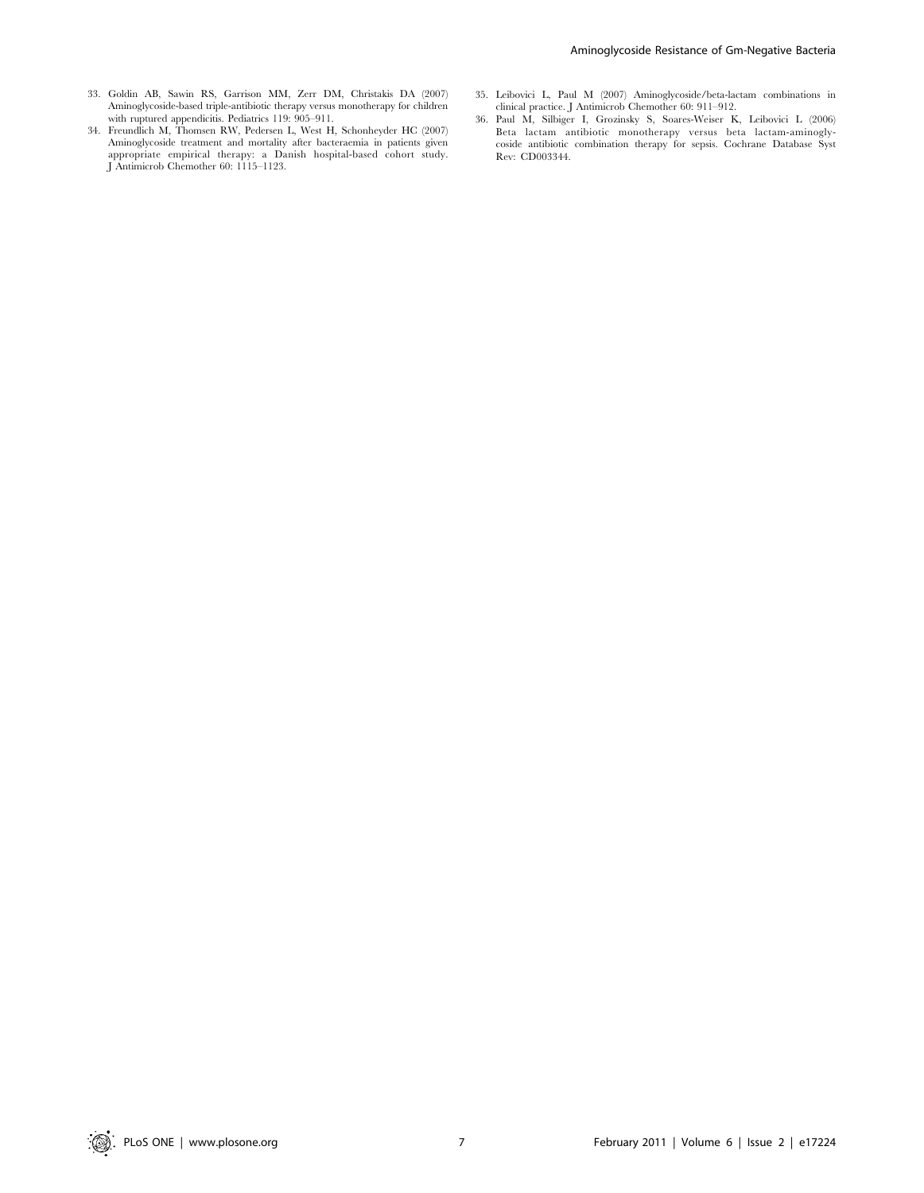33. Goldin AB, Sawin RS, Garrison MM, Zerr DM, Christakis DA (2007) Aminoglycoside-based triple-antibiotic therapy versus monotherapy for children with ruptured appendicitis. Pediatrics 119: 905–911.
34. Freundlich M, Thomsen RW, Pedersen L, West H, Schonheyder HC (2007) Aminoglycoside treatment and mortality after bacteraemia in patients given appropriate empirical therapy: a Danish hospital-based cohort study. J Antimicrob Chemother 60: 1115–1123.
35. Leibovici L, Paul M (2007) Aminoglycoside/beta-lactam combinations in clinical practice. J Antimicrob Chemother 60: 911–912.
36. Paul M, Silbiger I, Grozinsky S, Soares-Weiser K, Leibovici L (2006) Beta lactam antibiotic monotherapy versus beta lactam-aminoglycoside antibiotic combination therapy for sepsis. Cochrane Database Syst Rev: CD003344.